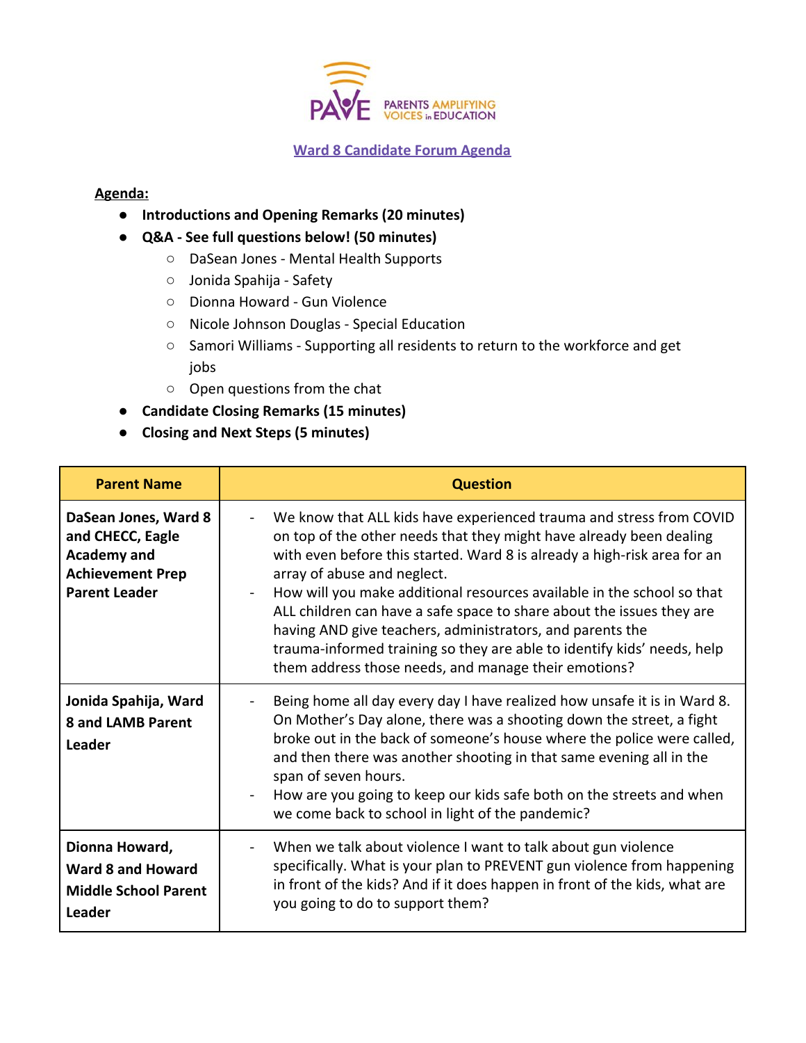PAVE PARENTS AMPLIFYING VOICES in EDUCATION

## Ward 8 Candidate Forum Agenda

**Agenda:**

- **Introductions and Opening Remarks (20 minutes)**
- **Q&A - See full questions below! (50 minutes)**
  - DaSean Jones - Mental Health Supports
  - Jonida Spahija - Safety
  - Dionna Howard - Gun Violence
  - Nicole Johnson Douglas - Special Education
  - Samori Williams - Supporting all residents to return to the workforce and get jobs
  - Open questions from the chat
- **Candidate Closing Remarks (15 minutes)**
- **Closing and Next Steps (5 minutes)**

| Parent Name | Question |
|---|---|
| **DaSean Jones, Ward 8 and CHECC, Eagle Academy and Achievement Prep Parent Leader** | - We know that ALL kids have experienced trauma and stress from COVID on top of the other needs that they might have already been dealing with even before this started. Ward 8 is already a high-risk area for an array of abuse and neglect.<br>- How will you make additional resources available in the school so that ALL children can have a safe space to share about the issues they are having AND give teachers, administrators, and parents the trauma-informed training so they are able to identify kids' needs, help them address those needs, and manage their emotions? |
| **Jonida Spahija, Ward 8 and LAMB Parent Leader** | - Being home all day every day I have realized how unsafe it is in Ward 8. On Mother's Day alone, there was a shooting down the street, a fight broke out in the back of someone's house where the police were called, and then there was another shooting in that same evening all in the span of seven hours.<br>- How are you going to keep our kids safe both on the streets and when we come back to school in light of the pandemic? |
| **Dionna Howard, Ward 8 and Howard Middle School Parent Leader** | - When we talk about violence I want to talk about gun violence specifically. What is your plan to PREVENT gun violence from happening in front of the kids? And if it does happen in front of the kids, what are you going to do to support them? |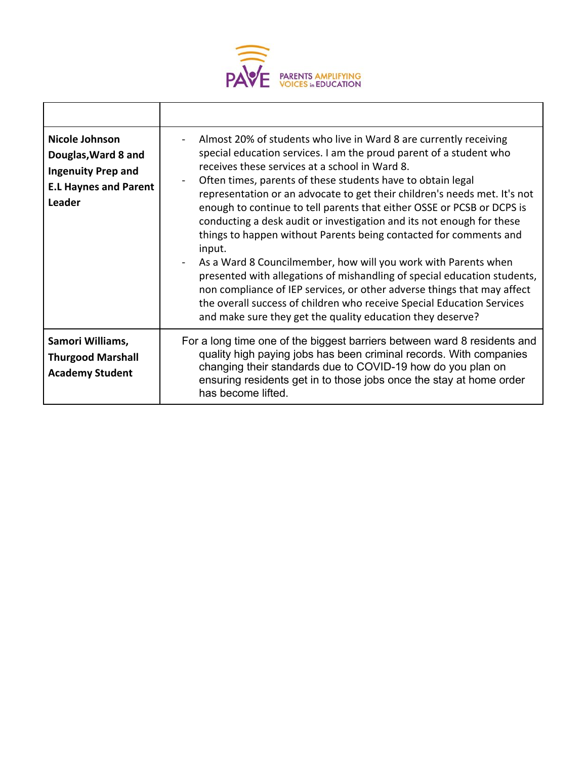PARENTS AMPLIFYING VOICES in EDUCATION

| | |
|---|---|
| **Nicole Johnson Douglas,Ward 8 and Ingenuity Prep and E.L Haynes and Parent Leader** | - Almost 20% of students who live in Ward 8 are currently receiving special education services. I am the proud parent of a student who receives these services at a school in Ward 8.<br>- Often times, parents of these students have to obtain legal representation or an advocate to get their children's needs met. It's not enough to continue to tell parents that either OSSE or PCSB or DCPS is conducting a desk audit or investigation and its not enough for these things to happen without Parents being contacted for comments and input.<br>- As a Ward 8 Councilmember, how will you work with Parents when presented with allegations of mishandling of special education students, non compliance of IEP services, or other adverse things that may affect the overall success of children who receive Special Education Services and make sure they get the quality education they deserve? |
| **Samori Williams, Thurgood Marshall Academy Student** | For a long time one of the biggest barriers between ward 8 residents and quality high paying jobs has been criminal records. With companies changing their standards due to COVID-19 how do you plan on ensuring residents get in to those jobs once the stay at home order has become lifted. |